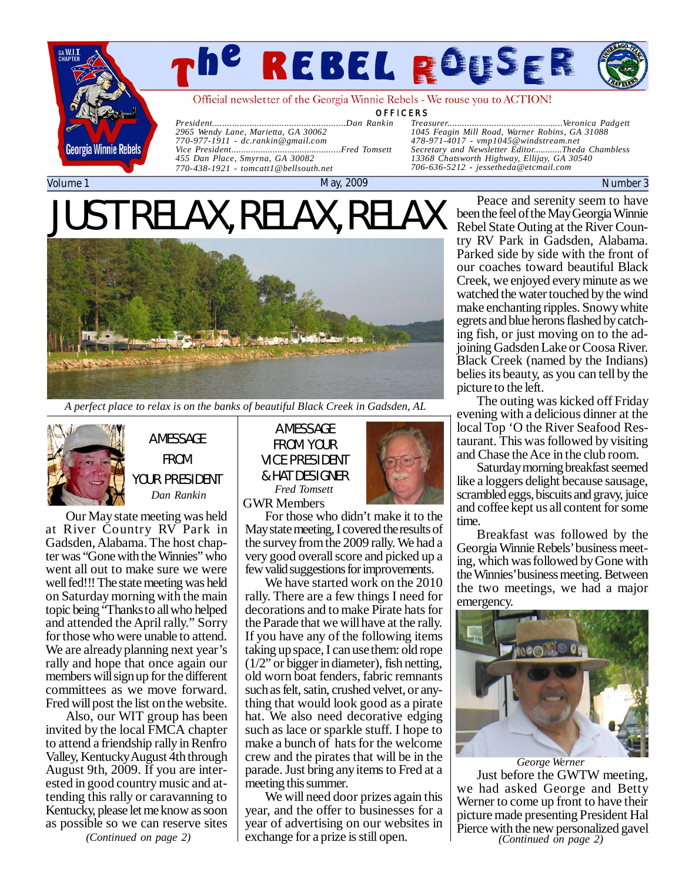# The REBEL ROUSER

Official newsletter of the Georgia Winnie Rebels - We rouse you to ACTION!

**OFFICERS**

*President.......................................................Dan Rankin*
*2965 Wendy Lane, Marietta, GA 30062*
*770-977-1911 - dc.rankin@gmail.com*
*Vice President.............................................Fred Tomsett*
*455 Dan Place, Smyrna, GA 30082*
*770-438-1921 - tomcatt1@bellsouth.net*

*Treasurer...............................................Veronica Padgett*
*1045 Feagin Mill Road, Warner Robins, GA 31088*
*478-971-4017 - vmp1045@windstream.net*
*Secretary and Newsletter Editor...........Theda Chambless*
*13368 Chatsworth Highway, Ellijay, GA 30540*
*706-636-5212 - jessetheda@etcmail.com*

Volume 1 | May, 2009 | Number 3

# JUST RELAX, RELAX, RELAX

*A perfect place to relax is on the banks of beautiful Black Creek in Gadsden, AL*

Peace and serenity seem to have been the feel of the May Georgia Winnie Rebel State Outing at the River Country RV Park in Gadsden, Alabama. Parked side by side with the front of our coaches toward beautiful Black Creek, we enjoyed every minute as we watched the water touched by the wind make enchanting ripples. Snowy white egrets and blue herons flashed by catching fish, or just moving on to the adjoining Gadsden Lake or Coosa River. Black Creek (named by the Indians) belies its beauty, as you can tell by the picture to the left.

The outing was kicked off Friday evening with a delicious dinner at the local Top 'O the River Seafood Restaurant. This was followed by visiting and Chase the Ace in the club room.

Saturday morning breakfast seemed like a loggers delight because sausage, scrambled eggs, biscuits and gravy, juice and coffee kept us all content for some time.

Breakfast was followed by the Georgia Winnie Rebels' business meeting, which was followed by Gone with the Winnies' business meeting. Between the two meetings, we had a major emergency.

*George Werner*

Just before the GWTW meeting, we had asked George and Betty Werner to come up front to have their picture made presenting President Hal Pierce with the new personalized gavel

*(Continued on page 2)*

## A MESSAGE FROM YOUR PRESIDENT

*Dan Rankin*

Our May state meeting was held at River Country RV Park in Gadsden, Alabama. The host chapter was "Gone with the Winnies" who went all out to make sure we were well fed!!! The state meeting was held on Saturday morning with the main topic being "Thanks to all who helped and attended the April rally." Sorry for those who were unable to attend. We are already planning next year's rally and hope that once again our members will sign up for the different committees as we move forward. Fred will post the list on the website.

Also, our WIT group has been invited by the local FMCA chapter to attend a friendship rally in Renfro Valley, Kentucky August 4th through August 9th, 2009. If you are interested in good country music and attending this rally or caravanning to Kentucky, please let me know as soon as possible so we can reserve sites

*(Continued on page 2)*

## A MESSAGE FROM YOUR VICE PRESIDENT & HAT DESIGNER

*Fred Tomsett*

GWR Members

For those who didn't make it to the May state meeting, I covered the results of the survey from the 2009 rally. We had a very good overall score and picked up a few valid suggestions for improvements.

We have started work on the 2010 rally. There are a few things I need for decorations and to make Pirate hats for the Parade that we will have at the rally. If you have any of the following items taking up space, I can use them: old rope (1/2" or bigger in diameter), fish netting, old worn boat fenders, fabric remnants such as felt, satin, crushed velvet, or anything that would look good as a pirate hat. We also need decorative edging such as lace or sparkle stuff. I hope to make a bunch of hats for the welcome crew and the pirates that will be in the parade. Just bring any items to Fred at a meeting this summer.

We will need door prizes again this year, and the offer to businesses for a year of advertising on our websites in exchange for a prize is still open.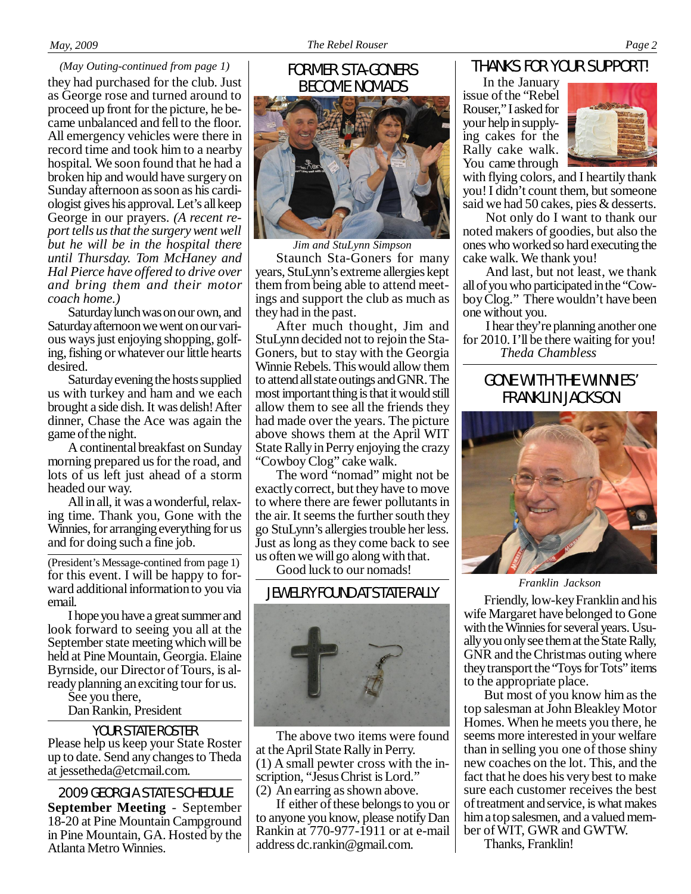*(May Outing-continued from page 1)*

they had purchased for the club. Just as George rose and turned around to proceed up front for the picture, he became unbalanced and fell to the floor. All emergency vehicles were there in record time and took him to a nearby hospital. We soon found that he had a broken hip and would have surgery on Sunday afternoon as soon as his cardiologist gives his approval. Let's all keep George in our prayers. *(A recent report tells us that the surgery went well but he will be in the hospital there until Thursday. Tom McHaney and Hal Pierce have offered to drive over and bring them and their motor coach home.)*

Saturday lunch was on our own, and Saturday afternoon we went on our various ways just enjoying shopping, golfing, fishing or whatever our little hearts desired.

Saturday evening the hosts supplied us with turkey and ham and we each brought a side dish. It was delish! After dinner, Chase the Ace was again the game of the night.

A continental breakfast on Sunday morning prepared us for the road, and lots of us left just ahead of a storm headed our way.

All in all, it was a wonderful, relaxing time. Thank you, Gone with the Winnies, for arranging everything for us and for doing such a fine job.

(President's Message-contined from page 1)

for this event. I will be happy to forward additional information to you via email.

I hope you have a great summer and look forward to seeing you all at the September state meeting which will be held at Pine Mountain, Georgia. Elaine Byrnside, our Director of Tours, is already planning an exciting tour for us.

See you there,

Dan Rankin, President

## YOUR STATE ROSTER

Please help us keep your State Roster up to date. Send any changes to Theda at jessetheda@etcmail.com.

## 2009 GEORGIA STATE SCHEDULE

**September Meeting** - September 18-20 at Pine Mountain Campground in Pine Mountain, GA. Hosted by the Atlanta Metro Winnies.

## FORMER STA-GONERS BECOME NOMADS

*Jim and StuLynn Simpson*

Staunch Sta-Goners for many years, StuLynn's extreme allergies kept them from being able to attend meetings and support the club as much as they had in the past.

After much thought, Jim and StuLynn decided not to rejoin the Sta-Goners, but to stay with the Georgia Winnie Rebels. This would allow them to attend all state outings and GNR. The most important thing is that it would still allow them to see all the friends they had made over the years. The picture above shows them at the April WIT State Rally in Perry enjoying the crazy "Cowboy Clog" cake walk.

The word "nomad" might not be exactly correct, but they have to move to where there are fewer pollutants in the air. It seems the further south they go StuLynn's allergies trouble her less. Just as long as they come back to see us often we will go along with that.

Good luck to our nomads!

## JEWELRY FOUND AT STATE RALLY

The above two items were found at the April State Rally in Perry.

(1) A small pewter cross with the inscription, "Jesus Christ is Lord."

(2) An earring as shown above.

If either of these belongs to you or to anyone you know, please notify Dan Rankin at 770-977-1911 or at e-mail address dc.rankin@gmail.com.

## THANKS FOR YOUR SUPPORT!

In the January issue of the "Rebel Rouser," I asked for your help in supplying cakes for the Rally cake walk. You came through with flying colors, and I heartily thank you! I didn't count them, but someone said we had 50 cakes, pies & desserts.

Not only do I want to thank our noted makers of goodies, but also the ones who worked so hard executing the cake walk. We thank you!

And last, but not least, we thank all of you who participated in the "Cowboy Clog." There wouldn't have been one without you.

I hear they're planning another one for 2010. I'll be there waiting for you!

*Theda Chambless*

## GONE WITH THE WINNIES' FRANKLIN JACKSON

*Franklin Jackson*

Friendly, low-key Franklin and his wife Margaret have belonged to Gone with the Winnies for several years. Usually you only see them at the State Rally, GNR and the Christmas outing where they transport the "Toys for Tots" items to the appropriate place.

But most of you know him as the top salesman at John Bleakley Motor Homes. When he meets you there, he seems more interested in your welfare than in selling you one of those shiny new coaches on the lot. This, and the fact that he does his very best to make sure each customer receives the best of treatment and service, is what makes him a top salesmen, and a valued member of WIT, GWR and GWTW.

Thanks, Franklin!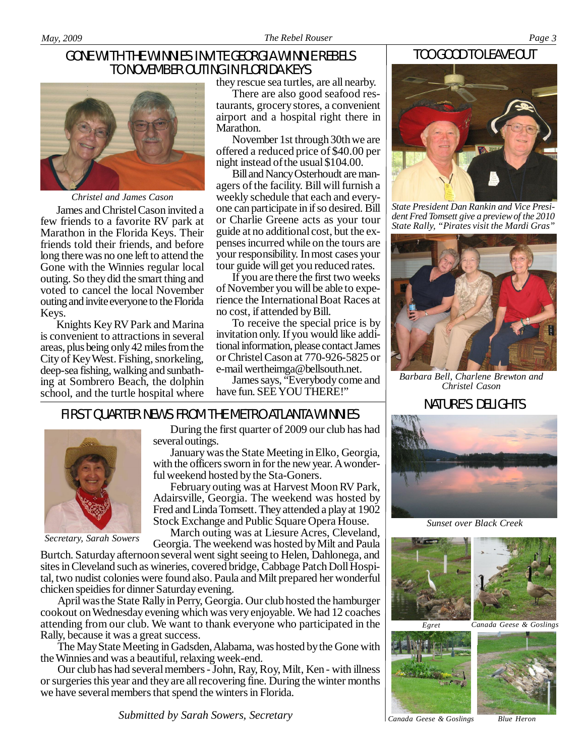## GONE WITH THE WINNIES INVITE GEORGIA WINNIE REBELS TO NOVEMBER OUTING IN FLORIDA KEYS

*Christel and James Cason*

James and Christel Cason invited a few friends to a favorite RV park at Marathon in the Florida Keys. Their friends told their friends, and before long there was no one left to attend the Gone with the Winnies regular local outing. So they did the smart thing and voted to cancel the local November outing and invite everyone to the Florida Keys.

Knights Key RV Park and Marina is convenient to attractions in several areas, plus being only 42 miles from the City of Key West. Fishing, snorkeling, deep-sea fishing, walking and sunbathing at Sombrero Beach, the dolphin school, and the turtle hospital where they rescue sea turtles, are all nearby.

There are also good seafood restaurants, grocery stores, a convenient airport and a hospital right there in Marathon.

November 1st through 30th we are offered a reduced price of $40.00 per night instead of the usual $104.00.

Bill and Nancy Osterhoudt are managers of the facility. Bill will furnish a weekly schedule that each and everyone can participate in if so desired. Bill or Charlie Greene acts as your tour guide at no additional cost, but the expenses incurred while on the tours are your responsibility. In most cases your tour guide will get you reduced rates.

If you are there the first two weeks of November you will be able to experience the International Boat Races at no cost, if attended by Bill.

To receive the special price is by invitation only. If you would like additional information, please contact James or Christel Cason at 770-926-5825 or e-mail wertheimga@bellsouth.net.

James says, "Everybody come and have fun. SEE YOU THERE!"

## FIRST QUARTER NEWS FROM THE METRO ATLANTA WINNIES

*Secretary, Sarah Sowers*

During the first quarter of 2009 our club has had several outings.

January was the State Meeting in Elko, Georgia, with the officers sworn in for the new year. A wonderful weekend hosted by the Sta-Goners.

February outing was at Harvest Moon RV Park, Adairsville, Georgia. The weekend was hosted by Fred and Linda Tomsett. They attended a play at 1902 Stock Exchange and Public Square Opera House.

March outing was at Liesure Acres, Cleveland, Georgia. The weekend was hosted by Milt and Paula Burtch. Saturday afternoon several went sight seeing to Helen, Dahlonega, and sites in Cleveland such as wineries, covered bridge, Cabbage Patch Doll Hospital, two nudist colonies were found also. Paula and Milt prepared her wonderful chicken speidies for dinner Saturday evening.

April was the State Rally in Perry, Georgia. Our club hosted the hamburger cookout on Wednesday evening which was very enjoyable. We had 12 coaches attending from our club. We want to thank everyone who participated in the Rally, because it was a great success.

The May State Meeting in Gadsden, Alabama, was hosted by the Gone with the Winnies and was a beautiful, relaxing week-end.

Our club has had several members - John, Ray, Roy, Milt, Ken - with illness or surgeries this year and they are all recovering fine. During the winter months we have several members that spend the winters in Florida.

*Submitted by Sarah Sowers, Secretary*

## TOO GOOD TO LEAVE OUT

*State President Dan Rankin and Vice President Fred Tomsett give a preview of the 2010 State Rally, "Pirates visit the Mardi Gras"*

*Barbara Bell, Charlene Brewton and Christel Cason*

## NATURE'S DELIGHTS

*Sunset over Black Creek*

*Egret*

*Canada Geese & Goslings*

*Canada Geese & Goslings*

*Blue Heron*